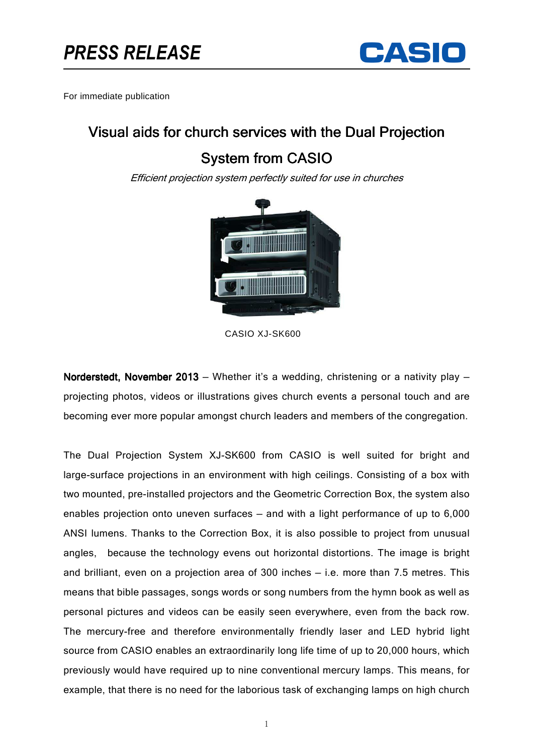*PRESS RELEASE*

For immediate publication

# Visual aids for church services with the Dual Projection System from CASIO

*Efficient projection system perfectly suited for use in churches*

CASIO XJ-SK600

**Norderstedt, November 2013** – Whether it's a wedding, christening or a nativity play – projecting photos, videos or illustrations gives church events a personal touch and are becoming ever more popular amongst church leaders and members of the congregation.

The Dual Projection System XJ-SK600 from CASIO is well suited for bright and large-surface projections in an environment with high ceilings. Consisting of a box with two mounted, pre-installed projectors and the Geometric Correction Box, the system also enables projection onto uneven surfaces – and with a light performance of up to 6,000 ANSI lumens. Thanks to the Correction Box, it is also possible to project from unusual angles, because the technology evens out horizontal distortions. The image is bright and brilliant, even on a projection area of 300 inches – i.e. more than 7.5 metres. This means that bible passages, songs words or song numbers from the hymn book as well as personal pictures and videos can be easily seen everywhere, even from the back row. The mercury-free and therefore environmentally friendly laser and LED hybrid light source from CASIO enables an extraordinarily long life time of up to 20,000 hours, which previously would have required up to nine conventional mercury lamps. This means, for example, that there is no need for the laborious task of exchanging lamps on high church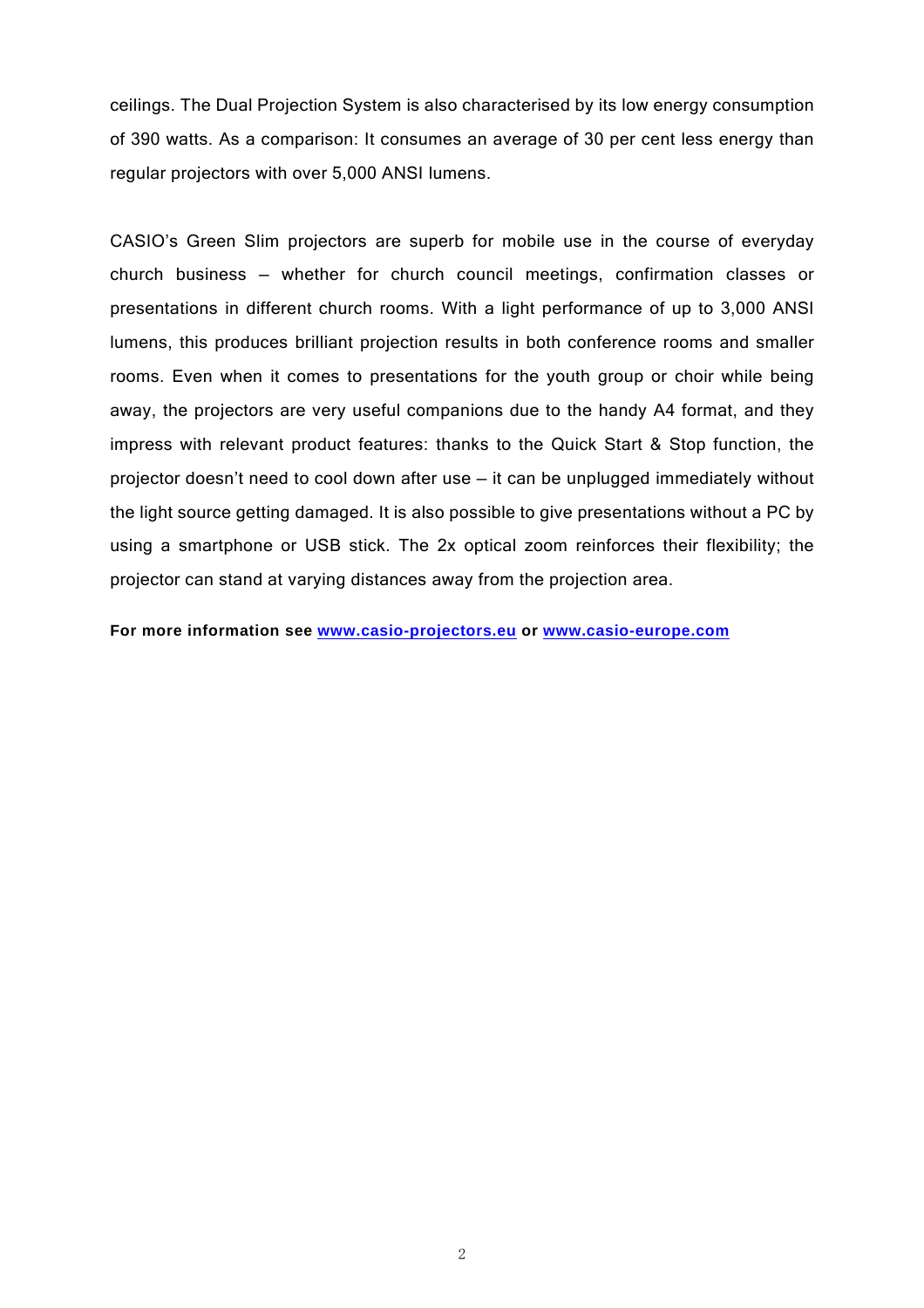ceilings. The Dual Projection System is also characterised by its low energy consumption of 390 watts. As a comparison: It consumes an average of 30 per cent less energy than regular projectors with over 5,000 ANSI lumens.

CASIO's Green Slim projectors are superb for mobile use in the course of everyday church business – whether for church council meetings, confirmation classes or presentations in different church rooms. With a light performance of up to 3,000 ANSI lumens, this produces brilliant projection results in both conference rooms and smaller rooms. Even when it comes to presentations for the youth group or choir while being away, the projectors are very useful companions due to the handy A4 format, and they impress with relevant product features: thanks to the Quick Start & Stop function, the projector doesn't need to cool down after use – it can be unplugged immediately without the light source getting damaged. It is also possible to give presentations without a PC by using a smartphone or USB stick. The 2x optical zoom reinforces their flexibility; the projector can stand at varying distances away from the projection area.

**For more information see [www.casio-projectors.eu](http://www.casio-projectors.eu) or [www.casio-europe.com](http://www.casio-europe.com)**